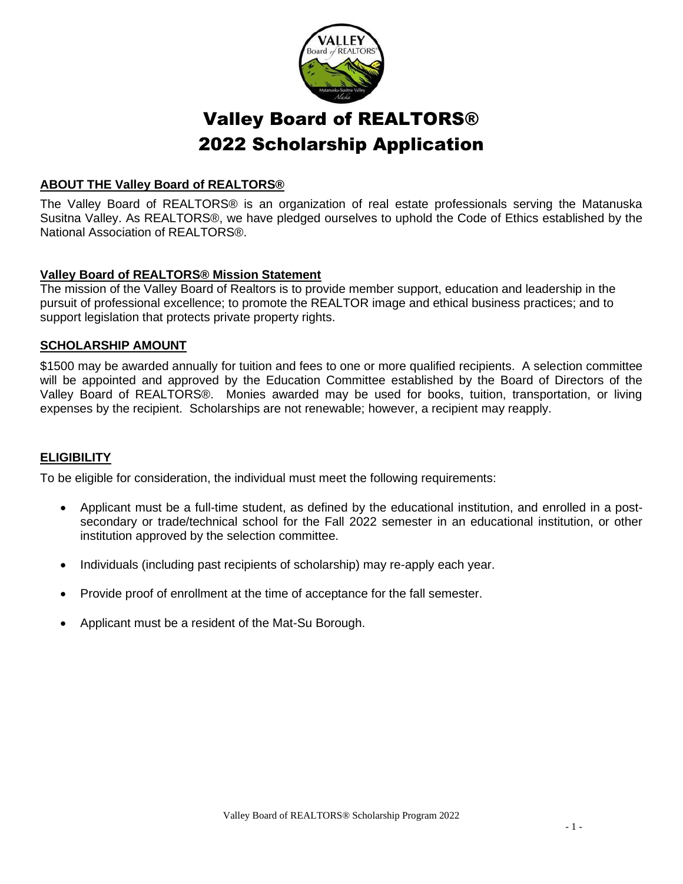# Valley Board of REALTORS®
# 2022 Scholarship Application

## ABOUT THE Valley Board of REALTORS®

The Valley Board of REALTORS® is an organization of real estate professionals serving the Matanuska Susitna Valley. As REALTORS®, we have pledged ourselves to uphold the Code of Ethics established by the National Association of REALTORS®.

## Valley Board of REALTORS® Mission Statement

The mission of the Valley Board of Realtors is to provide member support, education and leadership in the pursuit of professional excellence; to promote the REALTOR image and ethical business practices; and to support legislation that protects private property rights.

## SCHOLARSHIP AMOUNT

$1500 may be awarded annually for tuition and fees to one or more qualified recipients. A selection committee will be appointed and approved by the Education Committee established by the Board of Directors of the Valley Board of REALTORS®. Monies awarded may be used for books, tuition, transportation, or living expenses by the recipient. Scholarships are not renewable; however, a recipient may reapply.

## ELIGIBILITY

To be eligible for consideration, the individual must meet the following requirements:

- Applicant must be a full-time student, as defined by the educational institution, and enrolled in a post-secondary or trade/technical school for the Fall 2022 semester in an educational institution, or other institution approved by the selection committee.
- Individuals (including past recipients of scholarship) may re-apply each year.
- Provide proof of enrollment at the time of acceptance for the fall semester.
- Applicant must be a resident of the Mat-Su Borough.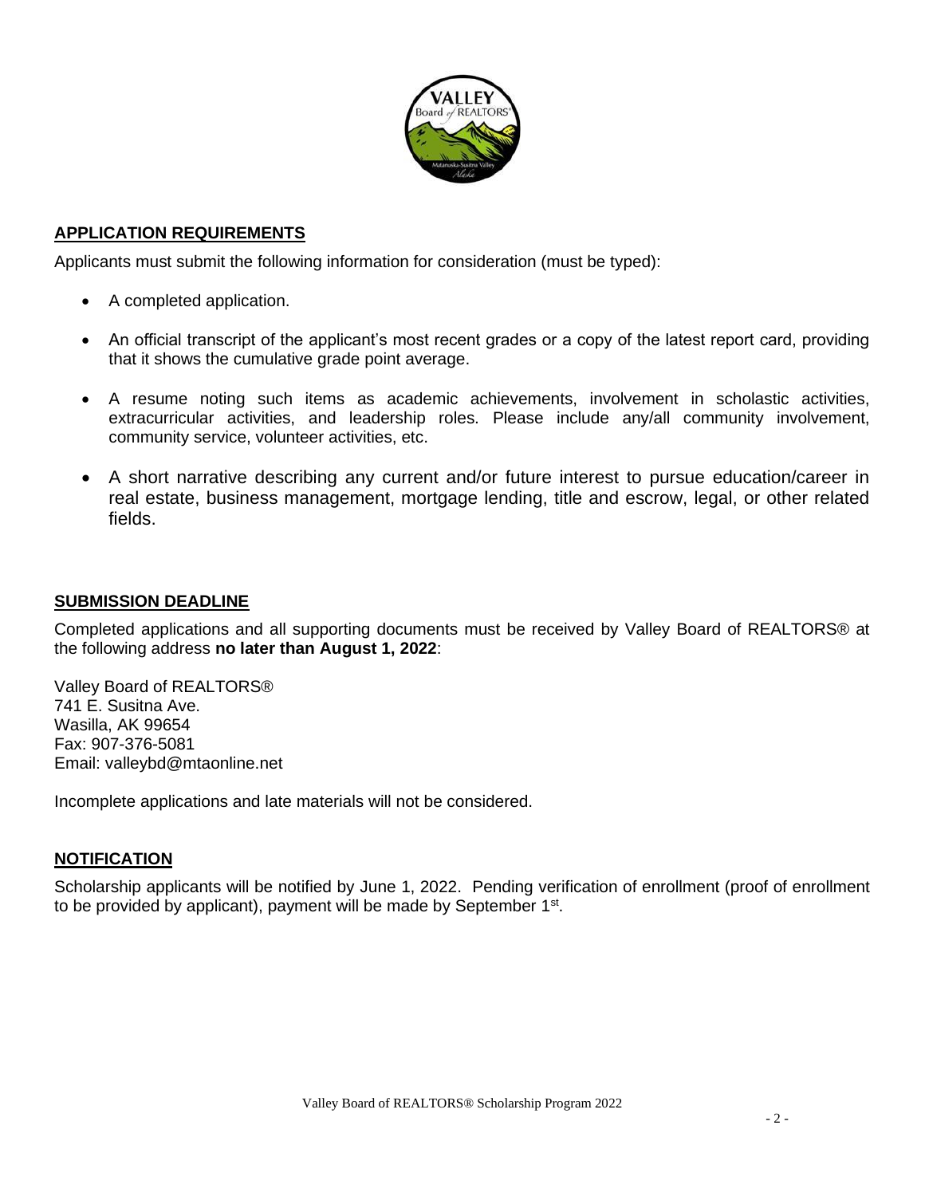## APPLICATION REQUIREMENTS

Applicants must submit the following information for consideration (must be typed):

- A completed application.
- An official transcript of the applicant's most recent grades or a copy of the latest report card, providing that it shows the cumulative grade point average.
- A resume noting such items as academic achievements, involvement in scholastic activities, extracurricular activities, and leadership roles. Please include any/all community involvement, community service, volunteer activities, etc.
- A short narrative describing any current and/or future interest to pursue education/career in real estate, business management, mortgage lending, title and escrow, legal, or other related fields.

## SUBMISSION DEADLINE

Completed applications and all supporting documents must be received by Valley Board of REALTORS® at the following address **no later than August 1, 2022**:

Valley Board of REALTORS®
741 E. Susitna Ave.
Wasilla, AK 99654
Fax: 907-376-5081
Email: valleybd@mtaonline.net

Incomplete applications and late materials will not be considered.

## NOTIFICATION

Scholarship applicants will be notified by June 1, 2022. Pending verification of enrollment (proof of enrollment to be provided by applicant), payment will be made by September 1st.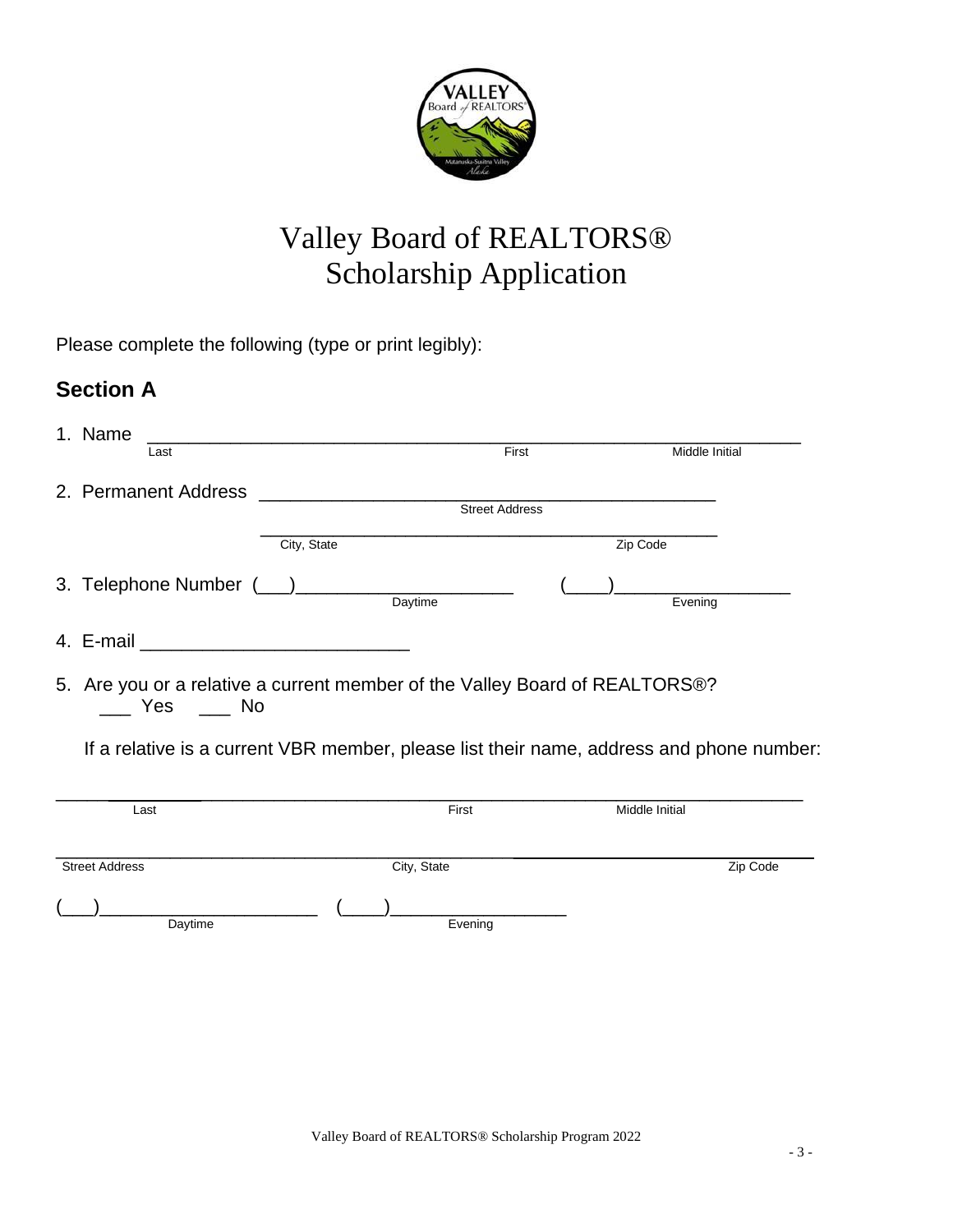# Valley Board of REALTORS®
# Scholarship Application

Please complete the following (type or print legibly):

## Section A

1. Name ______________________________________________________________
   Last                                                                                    First                                    Middle Initial

2. Permanent Address ____________________________________________
   Street Address
   ____________________________________________
   City, State                                                       Zip Code

3. Telephone Number (___)____________________ (____)_________________
   Daytime                                                                Evening

4. E-mail _________________________

5. Are you or a relative a current member of the Valley Board of REALTORS®?
   ___ Yes ___ No

   If a relative is a current VBR member, please list their name, address and phone number:

______________________________________________________________
Last                                                    First                                    Middle Initial

______________________________________________________________
Street Address                                    City, State                                    Zip Code

(___)_____________________ (____)_________________
Daytime                                                    Evening

Valley Board of REALTORS® Scholarship Program 2022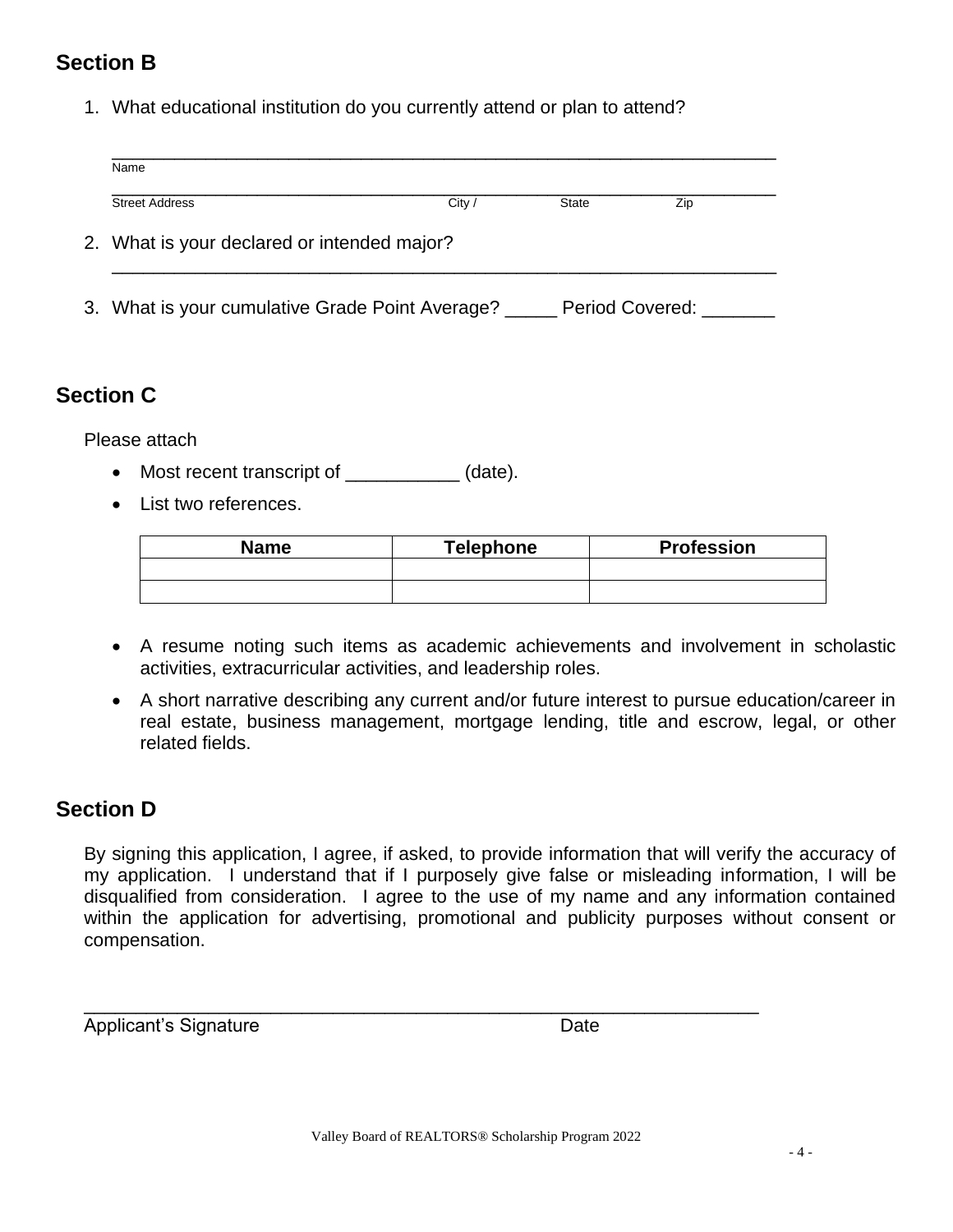## Section B

1. What educational institution do you currently attend or plan to attend?

   ______________________________________________________________________
   Name

   ______________________________________________________________________
   Street Address City / State Zip

2. What is your declared or intended major?

   ______________________________________________________________________

3. What is your cumulative Grade Point Average? _____ Period Covered: _______

## Section C

Please attach

- Most recent transcript of ___________ (date).
- List two references.

| Name | Telephone | Profession |
|---|---|---|
| | | |
| | | |

- A resume noting such items as academic achievements and involvement in scholastic activities, extracurricular activities, and leadership roles.
- A short narrative describing any current and/or future interest to pursue education/career in real estate, business management, mortgage lending, title and escrow, legal, or other related fields.

## Section D

By signing this application, I agree, if asked, to provide information that will verify the accuracy of my application. I understand that if I purposely give false or misleading information, I will be disqualified from consideration. I agree to the use of my name and any information contained within the application for advertising, promotional and publicity purposes without consent or compensation.

______________________________________________________________________
Applicant's Signature Date

Valley Board of REALTORS® Scholarship Program 2022